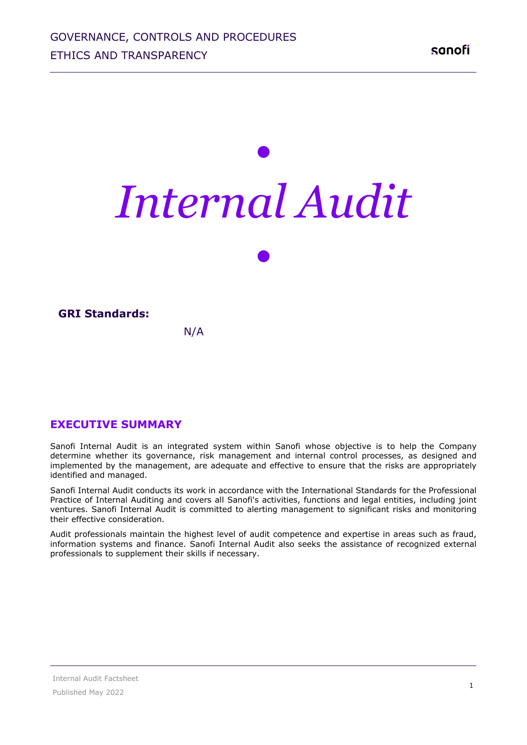GOVERNANCE, CONTROLS AND PROCEDURES
ETHICS AND TRANSPARENCY

# *Internal Audit*

**GRI Standards:**

N/A

## EXECUTIVE SUMMARY

Sanofi Internal Audit is an integrated system within Sanofi whose objective is to help the Company determine whether its governance, risk management and internal control processes, as designed and implemented by the management, are adequate and effective to ensure that the risks are appropriately identified and managed.

Sanofi Internal Audit conducts its work in accordance with the International Standards for the Professional Practice of Internal Auditing and covers all Sanofi's activities, functions and legal entities, including joint ventures. Sanofi Internal Audit is committed to alerting management to significant risks and monitoring their effective consideration.

Audit professionals maintain the highest level of audit competence and expertise in areas such as fraud, information systems and finance. Sanofi Internal Audit also seeks the assistance of recognized external professionals to supplement their skills if necessary.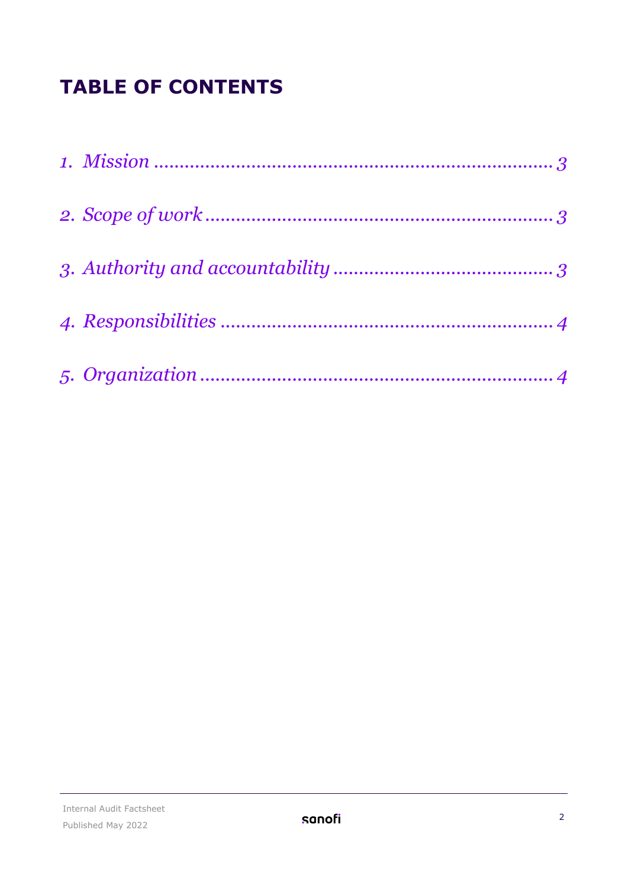# TABLE OF CONTENTS

1. *Mission* ........................................................................ 3
2. *Scope of work* ................................................................ 3
3. *Authority and accountability* ........................................ 3
4. *Responsibilities* .............................................................. 4
5. *Organization* .................................................................. 4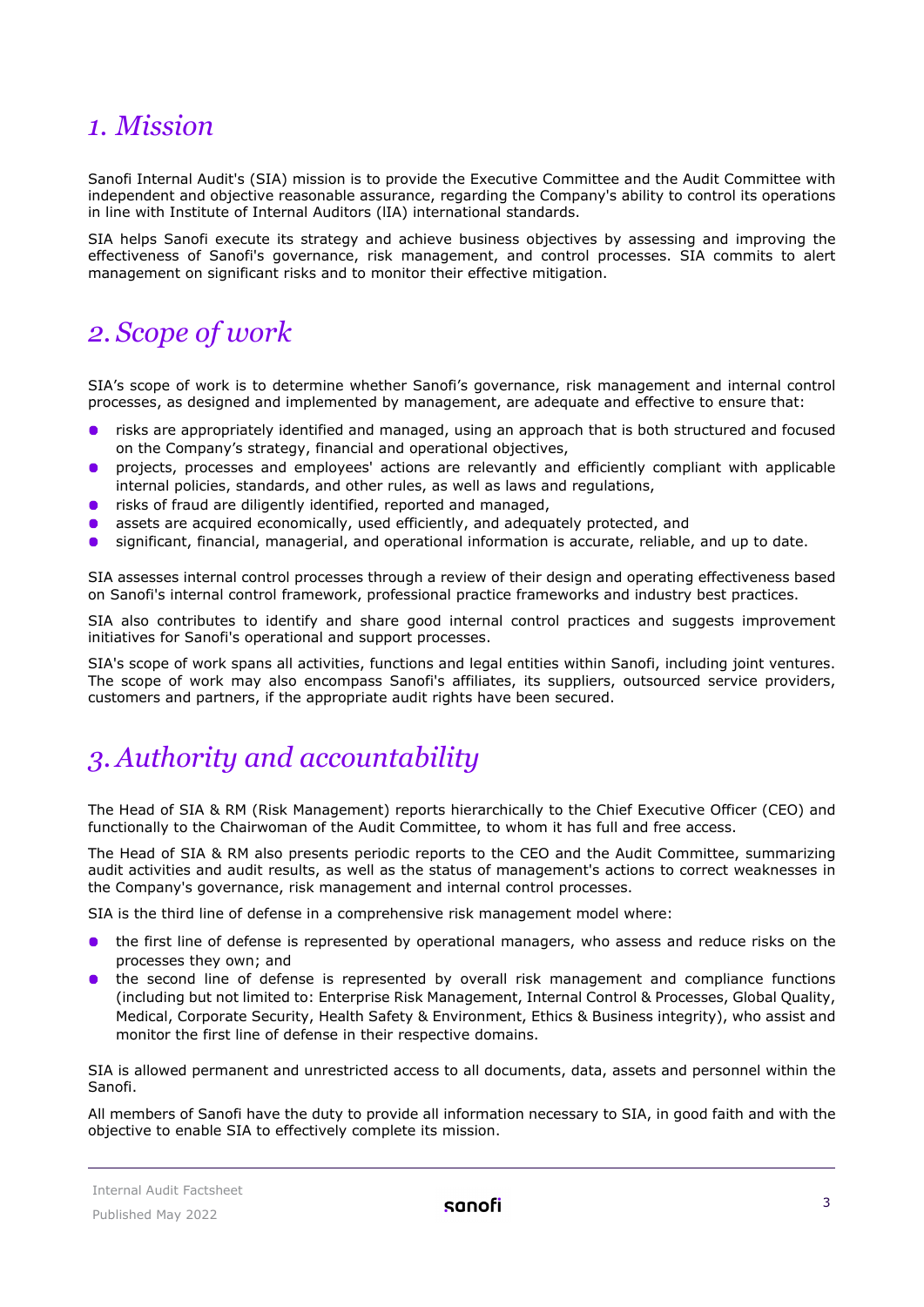# *1. Mission*

Sanofi Internal Audit's (SIA) mission is to provide the Executive Committee and the Audit Committee with independent and objective reasonable assurance, regarding the Company's ability to control its operations in line with Institute of Internal Auditors (IIA) international standards.

SIA helps Sanofi execute its strategy and achieve business objectives by assessing and improving the effectiveness of Sanofi's governance, risk management, and control processes. SIA commits to alert management on significant risks and to monitor their effective mitigation.

# *2. Scope of work*

SIA's scope of work is to determine whether Sanofi's governance, risk management and internal control processes, as designed and implemented by management, are adequate and effective to ensure that:

- risks are appropriately identified and managed, using an approach that is both structured and focused on the Company's strategy, financial and operational objectives,
- projects, processes and employees' actions are relevantly and efficiently compliant with applicable internal policies, standards, and other rules, as well as laws and regulations,
- risks of fraud are diligently identified, reported and managed,
- assets are acquired economically, used efficiently, and adequately protected, and
- significant, financial, managerial, and operational information is accurate, reliable, and up to date.

SIA assesses internal control processes through a review of their design and operating effectiveness based on Sanofi's internal control framework, professional practice frameworks and industry best practices.

SIA also contributes to identify and share good internal control practices and suggests improvement initiatives for Sanofi's operational and support processes.

SIA's scope of work spans all activities, functions and legal entities within Sanofi, including joint ventures. The scope of work may also encompass Sanofi's affiliates, its suppliers, outsourced service providers, customers and partners, if the appropriate audit rights have been secured.

# *3. Authority and accountability*

The Head of SIA & RM (Risk Management) reports hierarchically to the Chief Executive Officer (CEO) and functionally to the Chairwoman of the Audit Committee, to whom it has full and free access.

The Head of SIA & RM also presents periodic reports to the CEO and the Audit Committee, summarizing audit activities and audit results, as well as the status of management's actions to correct weaknesses in the Company's governance, risk management and internal control processes.

SIA is the third line of defense in a comprehensive risk management model where:

- the first line of defense is represented by operational managers, who assess and reduce risks on the processes they own; and
- the second line of defense is represented by overall risk management and compliance functions (including but not limited to: Enterprise Risk Management, Internal Control & Processes, Global Quality, Medical, Corporate Security, Health Safety & Environment, Ethics & Business integrity), who assist and monitor the first line of defense in their respective domains.

SIA is allowed permanent and unrestricted access to all documents, data, assets and personnel within the Sanofi.

All members of Sanofi have the duty to provide all information necessary to SIA, in good faith and with the objective to enable SIA to effectively complete its mission.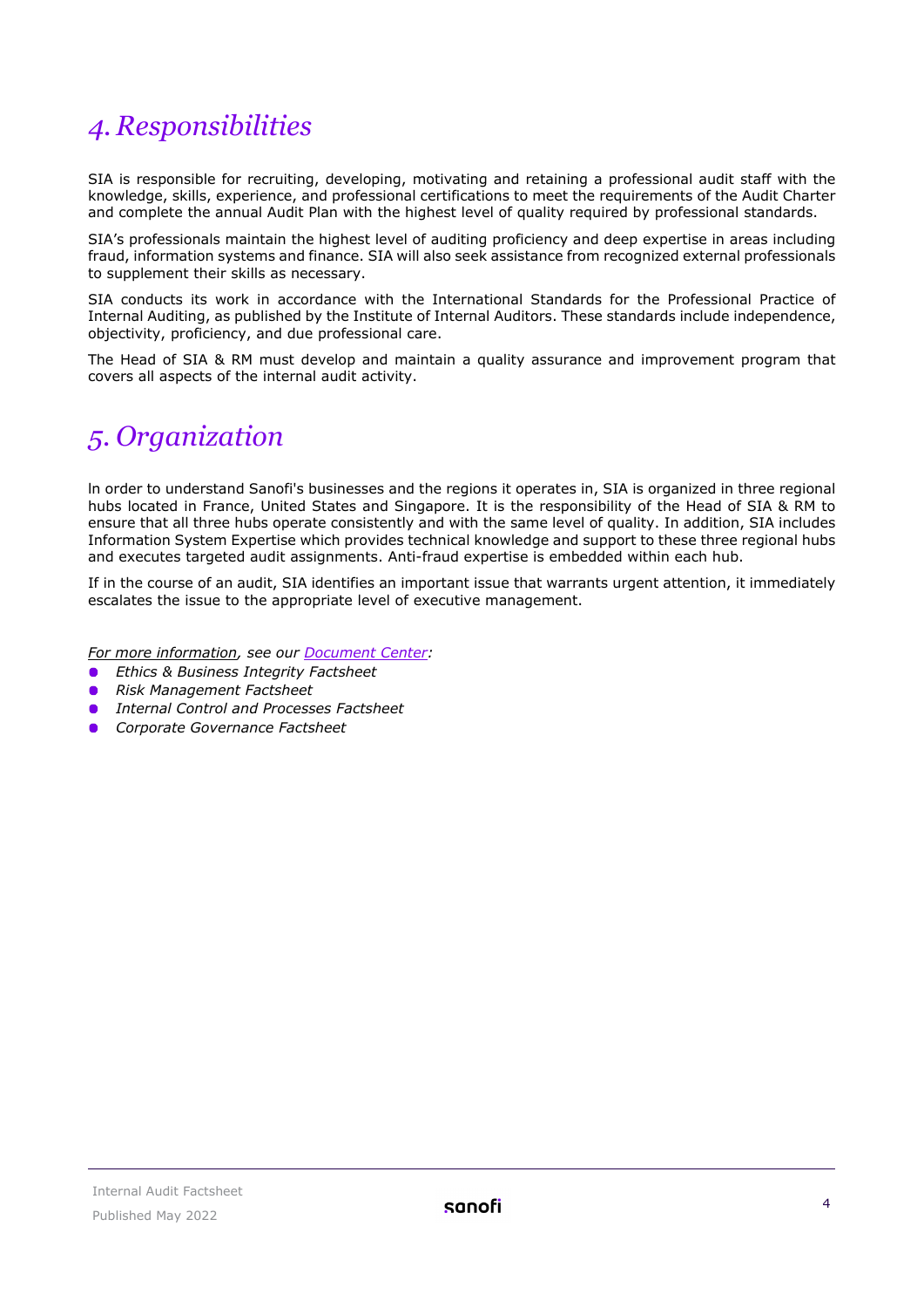# *4. Responsibilities*

SIA is responsible for recruiting, developing, motivating and retaining a professional audit staff with the knowledge, skills, experience, and professional certifications to meet the requirements of the Audit Charter and complete the annual Audit Plan with the highest level of quality required by professional standards.

SIA's professionals maintain the highest level of auditing proficiency and deep expertise in areas including fraud, information systems and finance. SIA will also seek assistance from recognized external professionals to supplement their skills as necessary.

SIA conducts its work in accordance with the International Standards for the Professional Practice of Internal Auditing, as published by the Institute of Internal Auditors. These standards include independence, objectivity, proficiency, and due professional care.

The Head of SIA & RM must develop and maintain a quality assurance and improvement program that covers all aspects of the internal audit activity.

# *5. Organization*

In order to understand Sanofi's businesses and the regions it operates in, SIA is organized in three regional hubs located in France, United States and Singapore. It is the responsibility of the Head of SIA & RM to ensure that all three hubs operate consistently and with the same level of quality. In addition, SIA includes Information System Expertise which provides technical knowledge and support to these three regional hubs and executes targeted audit assignments. Anti-fraud expertise is embedded within each hub.

If in the course of an audit, SIA identifies an important issue that warrants urgent attention, it immediately escalates the issue to the appropriate level of executive management.

*For more information, see our Document Center:*

- *Ethics & Business Integrity Factsheet*
- *Risk Management Factsheet*
- *Internal Control and Processes Factsheet*
- *Corporate Governance Factsheet*